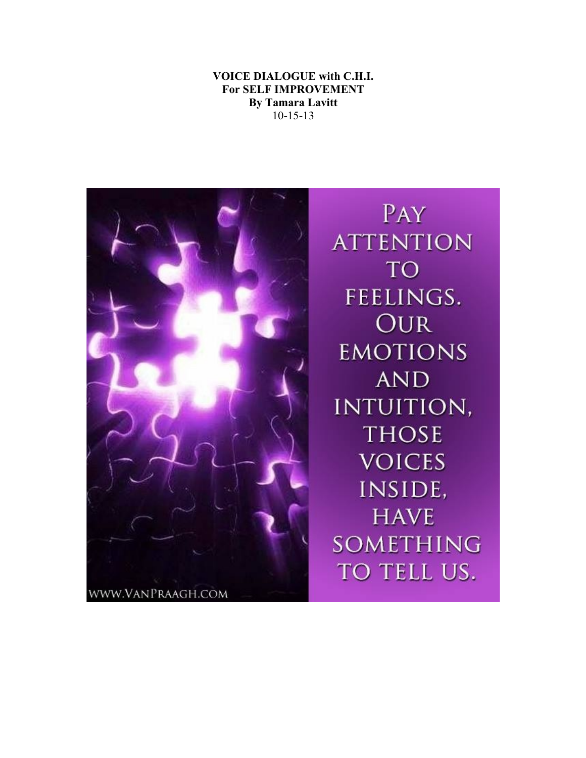**VOICE DIALOGUE with C.H.I.**
**For SELF IMPROVEMENT**
**By Tamara Lavitt**
10-15-13

PAY ATTENTION TO FEELINGS. OUR EMOTIONS AND INTUITION, THOSE VOICES INSIDE, HAVE SOMETHING TO TELL US.

WWW.VANPRAAGH.COM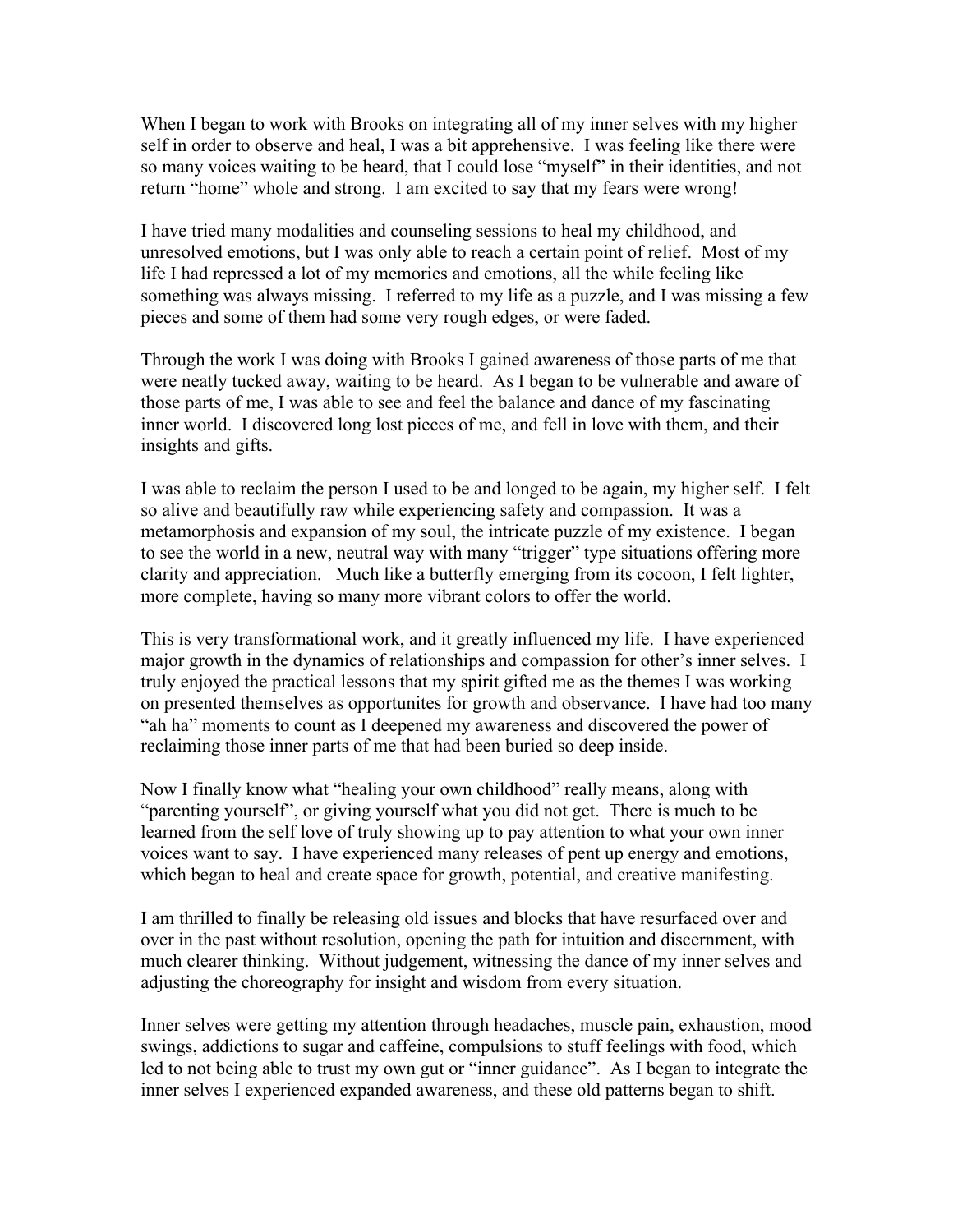When I began to work with Brooks on integrating all of my inner selves with my higher self in order to observe and heal, I was a bit apprehensive. I was feeling like there were so many voices waiting to be heard, that I could lose "myself" in their identities, and not return "home" whole and strong. I am excited to say that my fears were wrong!

I have tried many modalities and counseling sessions to heal my childhood, and unresolved emotions, but I was only able to reach a certain point of relief. Most of my life I had repressed a lot of my memories and emotions, all the while feeling like something was always missing. I referred to my life as a puzzle, and I was missing a few pieces and some of them had some very rough edges, or were faded.

Through the work I was doing with Brooks I gained awareness of those parts of me that were neatly tucked away, waiting to be heard. As I began to be vulnerable and aware of those parts of me, I was able to see and feel the balance and dance of my fascinating inner world. I discovered long lost pieces of me, and fell in love with them, and their insights and gifts.

I was able to reclaim the person I used to be and longed to be again, my higher self. I felt so alive and beautifully raw while experiencing safety and compassion. It was a metamorphosis and expansion of my soul, the intricate puzzle of my existence. I began to see the world in a new, neutral way with many "trigger" type situations offering more clarity and appreciation. Much like a butterfly emerging from its cocoon, I felt lighter, more complete, having so many more vibrant colors to offer the world.

This is very transformational work, and it greatly influenced my life. I have experienced major growth in the dynamics of relationships and compassion for other's inner selves. I truly enjoyed the practical lessons that my spirit gifted me as the themes I was working on presented themselves as opportunites for growth and observance. I have had too many "ah ha" moments to count as I deepened my awareness and discovered the power of reclaiming those inner parts of me that had been buried so deep inside.

Now I finally know what "healing your own childhood" really means, along with "parenting yourself", or giving yourself what you did not get. There is much to be learned from the self love of truly showing up to pay attention to what your own inner voices want to say. I have experienced many releases of pent up energy and emotions, which began to heal and create space for growth, potential, and creative manifesting.

I am thrilled to finally be releasing old issues and blocks that have resurfaced over and over in the past without resolution, opening the path for intuition and discernment, with much clearer thinking. Without judgement, witnessing the dance of my inner selves and adjusting the choreography for insight and wisdom from every situation.

Inner selves were getting my attention through headaches, muscle pain, exhaustion, mood swings, addictions to sugar and caffeine, compulsions to stuff feelings with food, which led to not being able to trust my own gut or "inner guidance". As I began to integrate the inner selves I experienced expanded awareness, and these old patterns began to shift.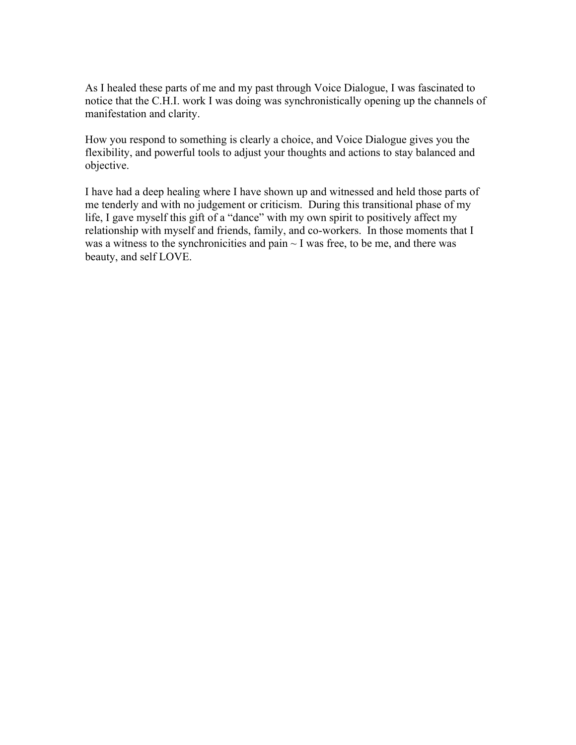As I healed these parts of me and my past through Voice Dialogue, I was fascinated to notice that the C.H.I. work I was doing was synchronistically opening up the channels of manifestation and clarity.

How you respond to something is clearly a choice, and Voice Dialogue gives you the flexibility, and powerful tools to adjust your thoughts and actions to stay balanced and objective.

I have had a deep healing where I have shown up and witnessed and held those parts of me tenderly and with no judgement or criticism.  During this transitional phase of my life, I gave myself this gift of a "dance" with my own spirit to positively affect my relationship with myself and friends, family, and co-workers.  In those moments that I was a witness to the synchronicities and pain ~ I was free, to be me, and there was beauty, and self LOVE.